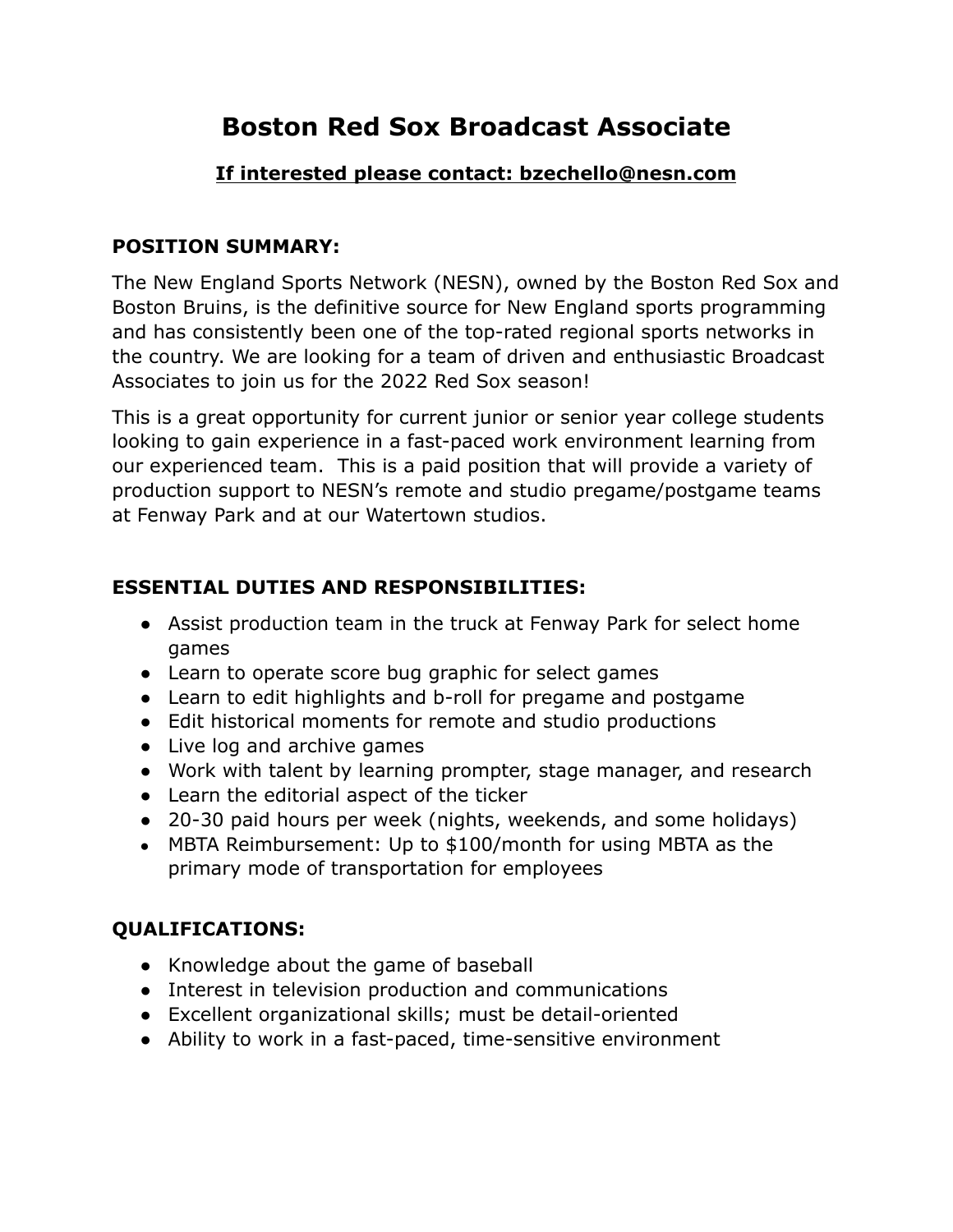# Boston Red Sox Broadcast Associate

**If interested please contact: bzechello@nesn.com**

**POSITION SUMMARY:**

The New England Sports Network (NESN), owned by the Boston Red Sox and Boston Bruins, is the definitive source for New England sports programming and has consistently been one of the top-rated regional sports networks in the country. We are looking for a team of driven and enthusiastic Broadcast Associates to join us for the 2022 Red Sox season!

This is a great opportunity for current junior or senior year college students looking to gain experience in a fast-paced work environment learning from our experienced team. This is a paid position that will provide a variety of production support to NESN's remote and studio pregame/postgame teams at Fenway Park and at our Watertown studios.

**ESSENTIAL DUTIES AND RESPONSIBILITIES:**

- Assist production team in the truck at Fenway Park for select home games
- Learn to operate score bug graphic for select games
- Learn to edit highlights and b-roll for pregame and postgame
- Edit historical moments for remote and studio productions
- Live log and archive games
- Work with talent by learning prompter, stage manager, and research
- Learn the editorial aspect of the ticker
- 20-30 paid hours per week (nights, weekends, and some holidays)
- MBTA Reimbursement: Up to $100/month for using MBTA as the primary mode of transportation for employees

**QUALIFICATIONS:**

- Knowledge about the game of baseball
- Interest in television production and communications
- Excellent organizational skills; must be detail-oriented
- Ability to work in a fast-paced, time-sensitive environment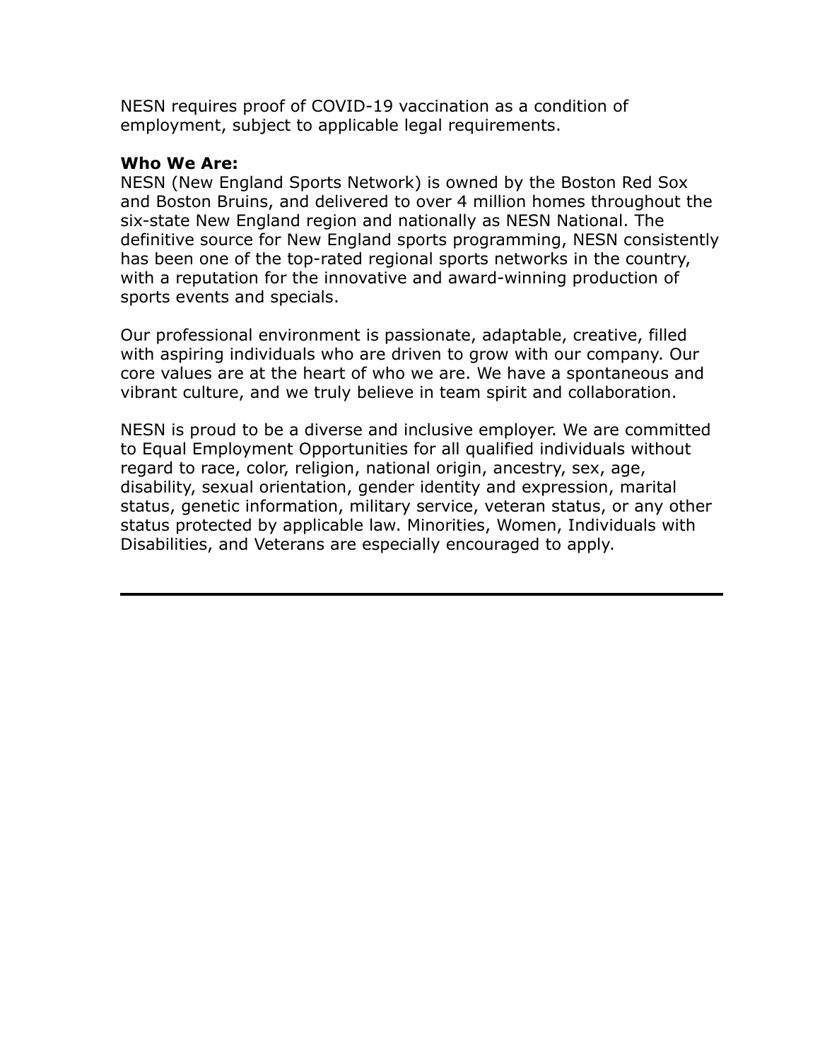NESN requires proof of COVID-19 vaccination as a condition of employment, subject to applicable legal requirements.

**Who We Are:**
NESN (New England Sports Network) is owned by the Boston Red Sox and Boston Bruins, and delivered to over 4 million homes throughout the six-state New England region and nationally as NESN National. The definitive source for New England sports programming, NESN consistently has been one of the top-rated regional sports networks in the country, with a reputation for the innovative and award-winning production of sports events and specials.

Our professional environment is passionate, adaptable, creative, filled with aspiring individuals who are driven to grow with our company. Our core values are at the heart of who we are. We have a spontaneous and vibrant culture, and we truly believe in team spirit and collaboration.

NESN is proud to be a diverse and inclusive employer. We are committed to Equal Employment Opportunities for all qualified individuals without regard to race, color, religion, national origin, ancestry, sex, age, disability, sexual orientation, gender identity and expression, marital status, genetic information, military service, veteran status, or any other status protected by applicable law. Minorities, Women, Individuals with Disabilities, and Veterans are especially encouraged to apply.

---